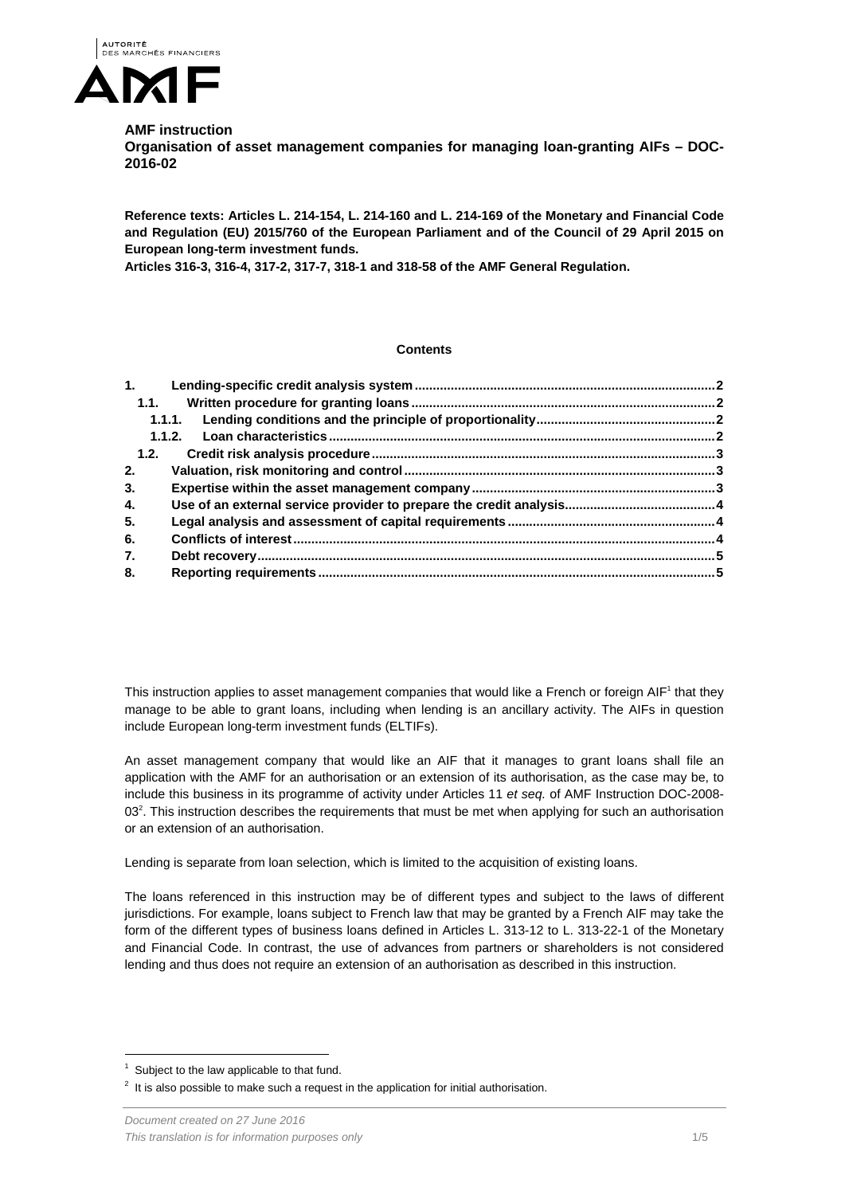**AMF instruction**
**Organisation of asset management companies for managing loan-granting AIFs – DOC-2016-02**

**Reference texts: Articles L. 214-154, L. 214-160 and L. 214-169 of the Monetary and Financial Code and Regulation (EU) 2015/760 of the European Parliament and of the Council of 29 April 2015 on European long-term investment funds.**
**Articles 316-3, 316-4, 317-2, 317-7, 318-1 and 318-58 of the AMF General Regulation.**

**Contents**

1. Lending-specific credit analysis system ... 2
   - 1.1. Written procedure for granting loans ... 2
     - 1.1.1. Lending conditions and the principle of proportionality ... 2
     - 1.1.2. Loan characteristics ... 2
   - 1.2. Credit risk analysis procedure ... 3
2. Valuation, risk monitoring and control ... 3
3. Expertise within the asset management company ... 3
4. Use of an external service provider to prepare the credit analysis ... 4
5. Legal analysis and assessment of capital requirements ... 4
6. Conflicts of interest ... 4
7. Debt recovery ... 5
8. Reporting requirements ... 5

This instruction applies to asset management companies that would like a French or foreign AIF[1] that they manage to be able to grant loans, including when lending is an ancillary activity. The AIFs in question include European long-term investment funds (ELTIFs).

An asset management company that would like an AIF that it manages to grant loans shall file an application with the AMF for an authorisation or an extension of its authorisation, as the case may be, to include this business in its programme of activity under Articles 11 *et seq.* of AMF Instruction DOC-2008-03[2]. This instruction describes the requirements that must be met when applying for such an authorisation or an extension of an authorisation.

Lending is separate from loan selection, which is limited to the acquisition of existing loans.

The loans referenced in this instruction may be of different types and subject to the laws of different jurisdictions. For example, loans subject to French law that may be granted by a French AIF may take the form of the different types of business loans defined in Articles L. 313-12 to L. 313-22-1 of the Monetary and Financial Code. In contrast, the use of advances from partners or shareholders is not considered lending and thus does not require an extension of an authorisation as described in this instruction.

[1] Subject to the law applicable to that fund.

[2] It is also possible to make such a request in the application for initial authorisation.

*Document created on 27 June 2016*
*This translation is for information purposes only*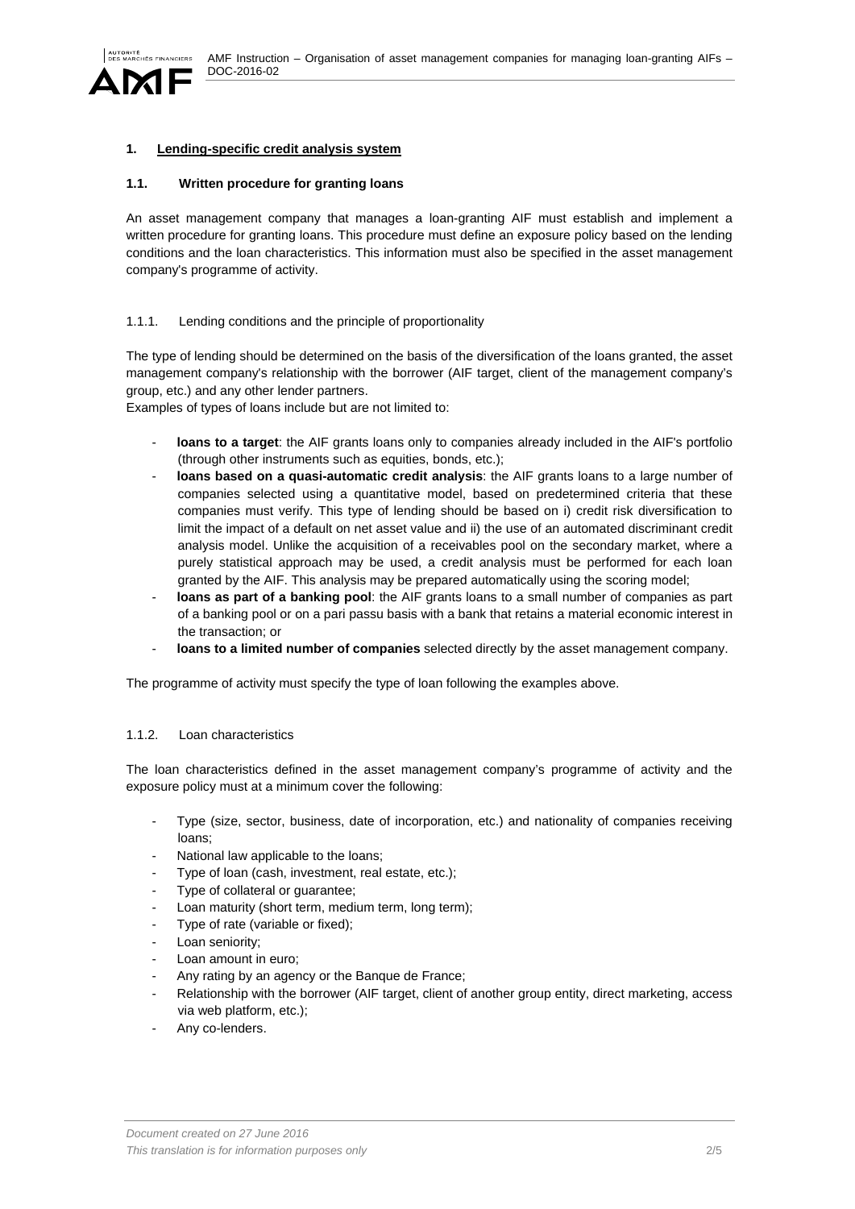## 1. Lending-specific credit analysis system

### 1.1. Written procedure for granting loans

An asset management company that manages a loan-granting AIF must establish and implement a written procedure for granting loans. This procedure must define an exposure policy based on the lending conditions and the loan characteristics. This information must also be specified in the asset management company's programme of activity.

#### 1.1.1. Lending conditions and the principle of proportionality

The type of lending should be determined on the basis of the diversification of the loans granted, the asset management company's relationship with the borrower (AIF target, client of the management company's group, etc.) and any other lender partners.

Examples of types of loans include but are not limited to:

- **loans to a target**: the AIF grants loans only to companies already included in the AIF's portfolio (through other instruments such as equities, bonds, etc.);
- **loans based on a quasi-automatic credit analysis**: the AIF grants loans to a large number of companies selected using a quantitative model, based on predetermined criteria that these companies must verify. This type of lending should be based on i) credit risk diversification to limit the impact of a default on net asset value and ii) the use of an automated discriminant credit analysis model. Unlike the acquisition of a receivables pool on the secondary market, where a purely statistical approach may be used, a credit analysis must be performed for each loan granted by the AIF. This analysis may be prepared automatically using the scoring model;
- **loans as part of a banking pool**: the AIF grants loans to a small number of companies as part of a banking pool or on a pari passu basis with a bank that retains a material economic interest in the transaction; or
- **loans to a limited number of companies** selected directly by the asset management company.

The programme of activity must specify the type of loan following the examples above.

#### 1.1.2. Loan characteristics

The loan characteristics defined in the asset management company's programme of activity and the exposure policy must at a minimum cover the following:

- Type (size, sector, business, date of incorporation, etc.) and nationality of companies receiving loans;
- National law applicable to the loans;
- Type of loan (cash, investment, real estate, etc.);
- Type of collateral or guarantee;
- Loan maturity (short term, medium term, long term);
- Type of rate (variable or fixed);
- Loan seniority;
- Loan amount in euro;
- Any rating by an agency or the Banque de France;
- Relationship with the borrower (AIF target, client of another group entity, direct marketing, access via web platform, etc.);
- Any co-lenders.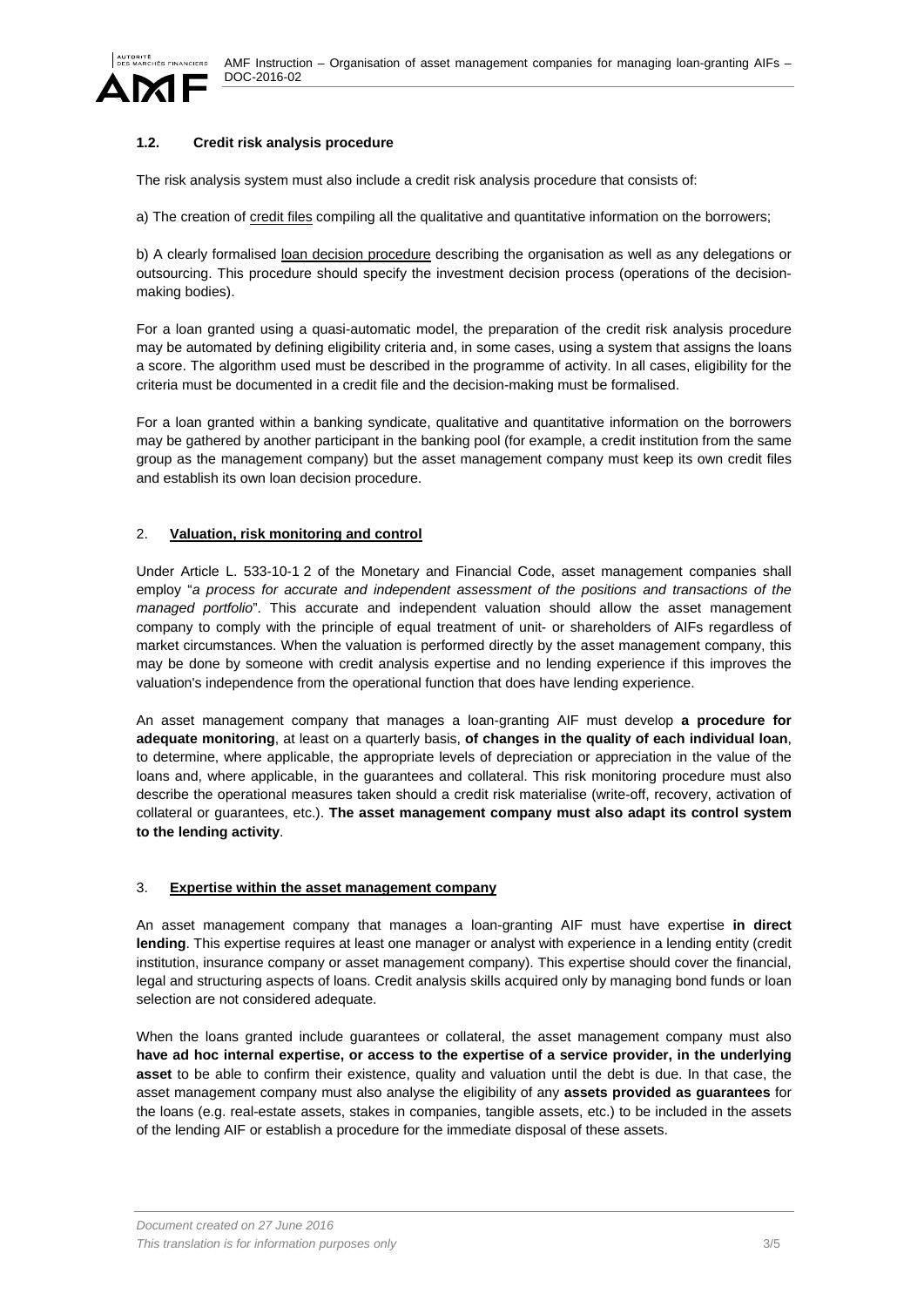### 1.2. Credit risk analysis procedure

The risk analysis system must also include a credit risk analysis procedure that consists of:

a) The creation of credit files compiling all the qualitative and quantitative information on the borrowers;

b) A clearly formalised loan decision procedure describing the organisation as well as any delegations or outsourcing. This procedure should specify the investment decision process (operations of the decision-making bodies).

For a loan granted using a quasi-automatic model, the preparation of the credit risk analysis procedure may be automated by defining eligibility criteria and, in some cases, using a system that assigns the loans a score. The algorithm used must be described in the programme of activity. In all cases, eligibility for the criteria must be documented in a credit file and the decision-making must be formalised.

For a loan granted within a banking syndicate, qualitative and quantitative information on the borrowers may be gathered by another participant in the banking pool (for example, a credit institution from the same group as the management company) but the asset management company must keep its own credit files and establish its own loan decision procedure.

## 2. Valuation, risk monitoring and control

Under Article L. 533-10-1 2 of the Monetary and Financial Code, asset management companies shall employ "*a process for accurate and independent assessment of the positions and transactions of the managed portfolio*". This accurate and independent valuation should allow the asset management company to comply with the principle of equal treatment of unit- or shareholders of AIFs regardless of market circumstances. When the valuation is performed directly by the asset management company, this may be done by someone with credit analysis expertise and no lending experience if this improves the valuation's independence from the operational function that does have lending experience.

An asset management company that manages a loan-granting AIF must develop **a procedure for adequate monitoring**, at least on a quarterly basis, **of changes in the quality of each individual loan**, to determine, where applicable, the appropriate levels of depreciation or appreciation in the value of the loans and, where applicable, in the guarantees and collateral. This risk monitoring procedure must also describe the operational measures taken should a credit risk materialise (write-off, recovery, activation of collateral or guarantees, etc.). **The asset management company must also adapt its control system to the lending activity**.

## 3. Expertise within the asset management company

An asset management company that manages a loan-granting AIF must have expertise **in direct lending**. This expertise requires at least one manager or analyst with experience in a lending entity (credit institution, insurance company or asset management company). This expertise should cover the financial, legal and structuring aspects of loans. Credit analysis skills acquired only by managing bond funds or loan selection are not considered adequate.

When the loans granted include guarantees or collateral, the asset management company must also **have ad hoc internal expertise, or access to the expertise of a service provider, in the underlying asset** to be able to confirm their existence, quality and valuation until the debt is due. In that case, the asset management company must also analyse the eligibility of any **assets provided as guarantees** for the loans (e.g. real-estate assets, stakes in companies, tangible assets, etc.) to be included in the assets of the lending AIF or establish a procedure for the immediate disposal of these assets.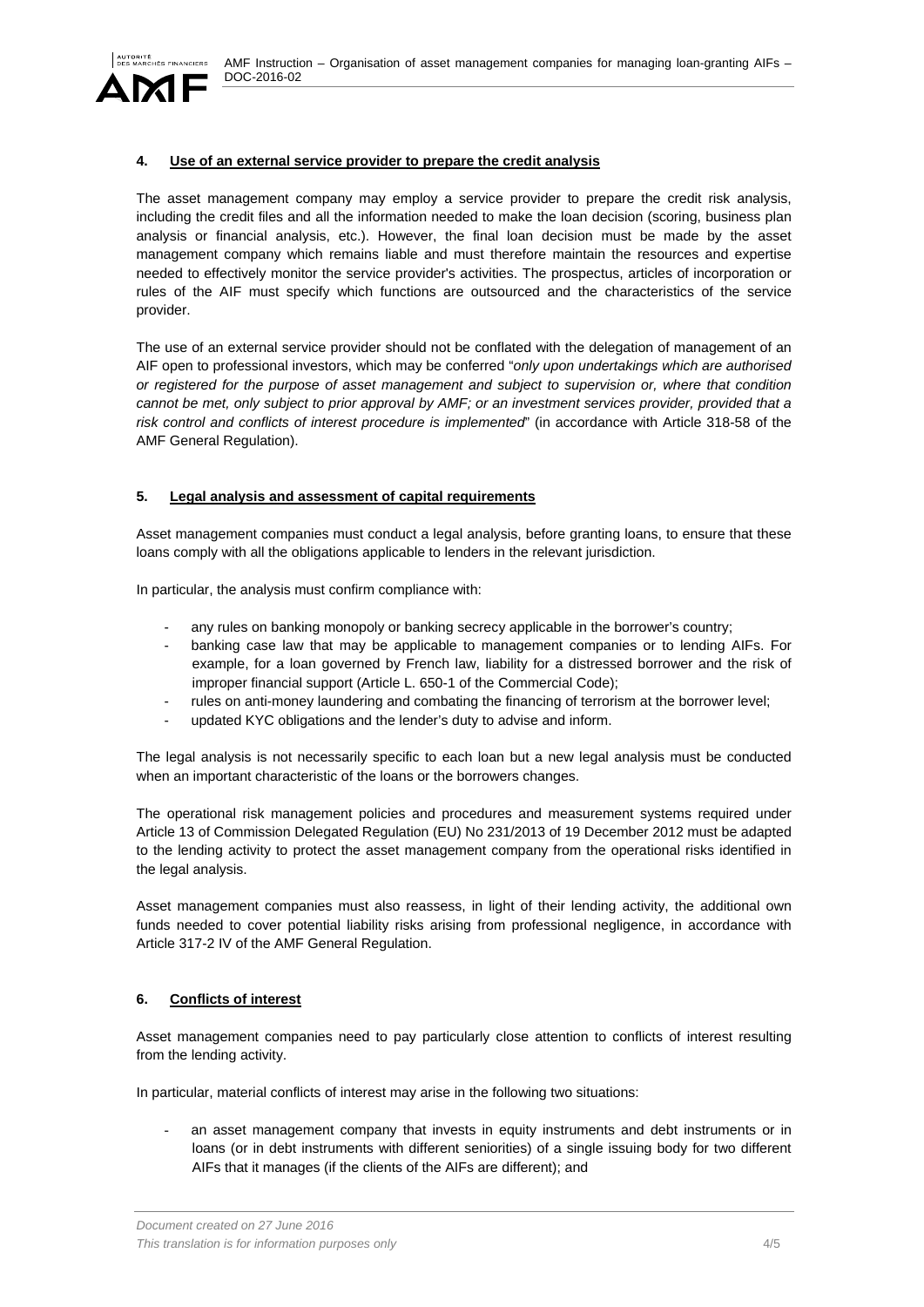## 4. Use of an external service provider to prepare the credit analysis

The asset management company may employ a service provider to prepare the credit risk analysis, including the credit files and all the information needed to make the loan decision (scoring, business plan analysis or financial analysis, etc.). However, the final loan decision must be made by the asset management company which remains liable and must therefore maintain the resources and expertise needed to effectively monitor the service provider's activities. The prospectus, articles of incorporation or rules of the AIF must specify which functions are outsourced and the characteristics of the service provider.

The use of an external service provider should not be conflated with the delegation of management of an AIF open to professional investors, which may be conferred "*only upon undertakings which are authorised or registered for the purpose of asset management and subject to supervision or, where that condition cannot be met, only subject to prior approval by AMF; or an investment services provider, provided that a risk control and conflicts of interest procedure is implemented*" (in accordance with Article 318-58 of the AMF General Regulation).

## 5. Legal analysis and assessment of capital requirements

Asset management companies must conduct a legal analysis, before granting loans, to ensure that these loans comply with all the obligations applicable to lenders in the relevant jurisdiction.

In particular, the analysis must confirm compliance with:

- any rules on banking monopoly or banking secrecy applicable in the borrower's country;
- banking case law that may be applicable to management companies or to lending AIFs. For example, for a loan governed by French law, liability for a distressed borrower and the risk of improper financial support (Article L. 650-1 of the Commercial Code);
- rules on anti-money laundering and combating the financing of terrorism at the borrower level;
- updated KYC obligations and the lender's duty to advise and inform.

The legal analysis is not necessarily specific to each loan but a new legal analysis must be conducted when an important characteristic of the loans or the borrowers changes.

The operational risk management policies and procedures and measurement systems required under Article 13 of Commission Delegated Regulation (EU) No 231/2013 of 19 December 2012 must be adapted to the lending activity to protect the asset management company from the operational risks identified in the legal analysis.

Asset management companies must also reassess, in light of their lending activity, the additional own funds needed to cover potential liability risks arising from professional negligence, in accordance with Article 317-2 IV of the AMF General Regulation.

## 6. Conflicts of interest

Asset management companies need to pay particularly close attention to conflicts of interest resulting from the lending activity.

In particular, material conflicts of interest may arise in the following two situations:

- an asset management company that invests in equity instruments and debt instruments or in loans (or in debt instruments with different seniorities) of a single issuing body for two different AIFs that it manages (if the clients of the AIFs are different); and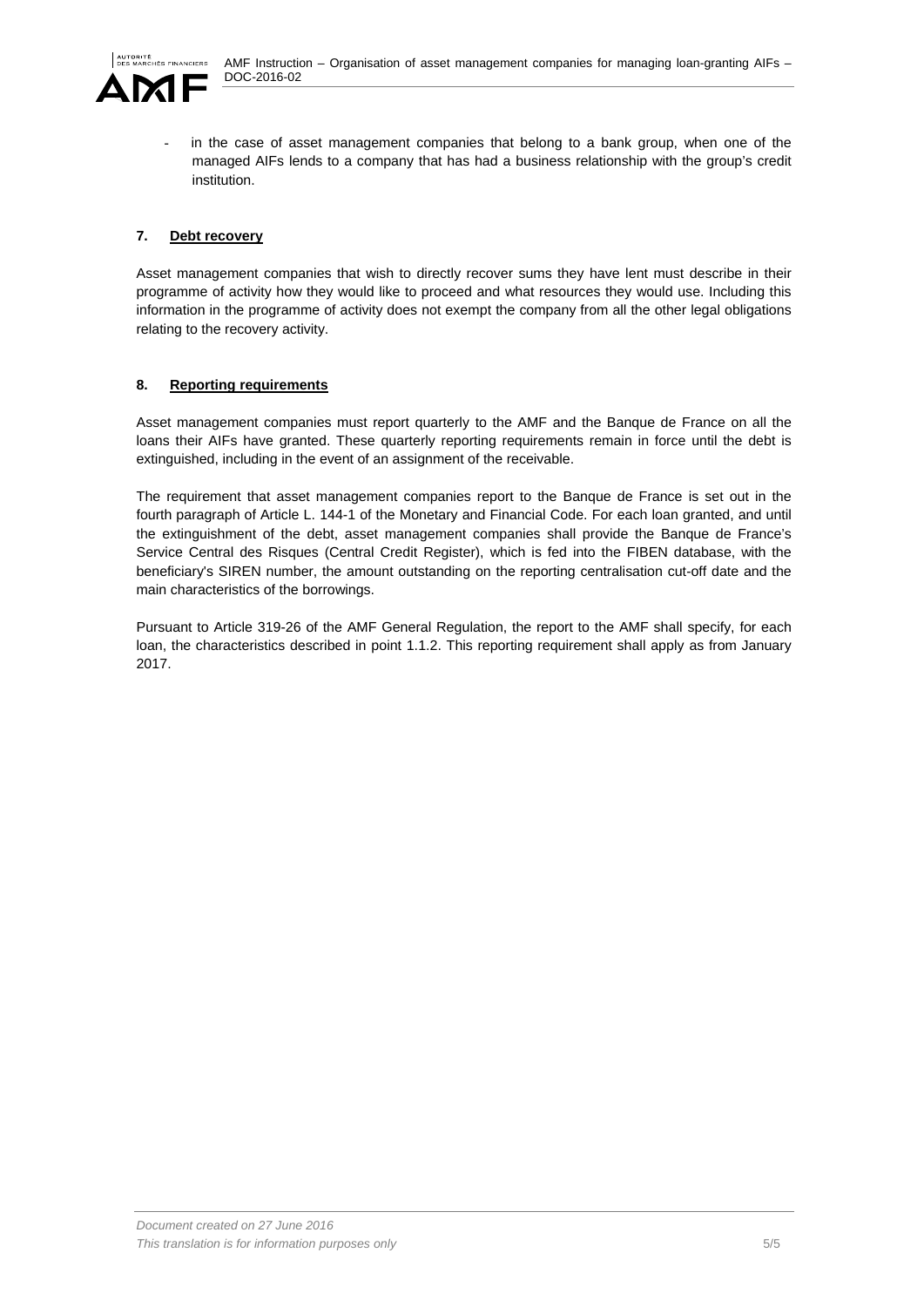- in the case of asset management companies that belong to a bank group, when one of the managed AIFs lends to a company that has had a business relationship with the group's credit institution.

## 7. Debt recovery

Asset management companies that wish to directly recover sums they have lent must describe in their programme of activity how they would like to proceed and what resources they would use. Including this information in the programme of activity does not exempt the company from all the other legal obligations relating to the recovery activity.

## 8. Reporting requirements

Asset management companies must report quarterly to the AMF and the Banque de France on all the loans their AIFs have granted. These quarterly reporting requirements remain in force until the debt is extinguished, including in the event of an assignment of the receivable.

The requirement that asset management companies report to the Banque de France is set out in the fourth paragraph of Article L. 144-1 of the Monetary and Financial Code. For each loan granted, and until the extinguishment of the debt, asset management companies shall provide the Banque de France's Service Central des Risques (Central Credit Register), which is fed into the FIBEN database, with the beneficiary's SIREN number, the amount outstanding on the reporting centralisation cut-off date and the main characteristics of the borrowings.

Pursuant to Article 319-26 of the AMF General Regulation, the report to the AMF shall specify, for each loan, the characteristics described in point 1.1.2. This reporting requirement shall apply as from January 2017.